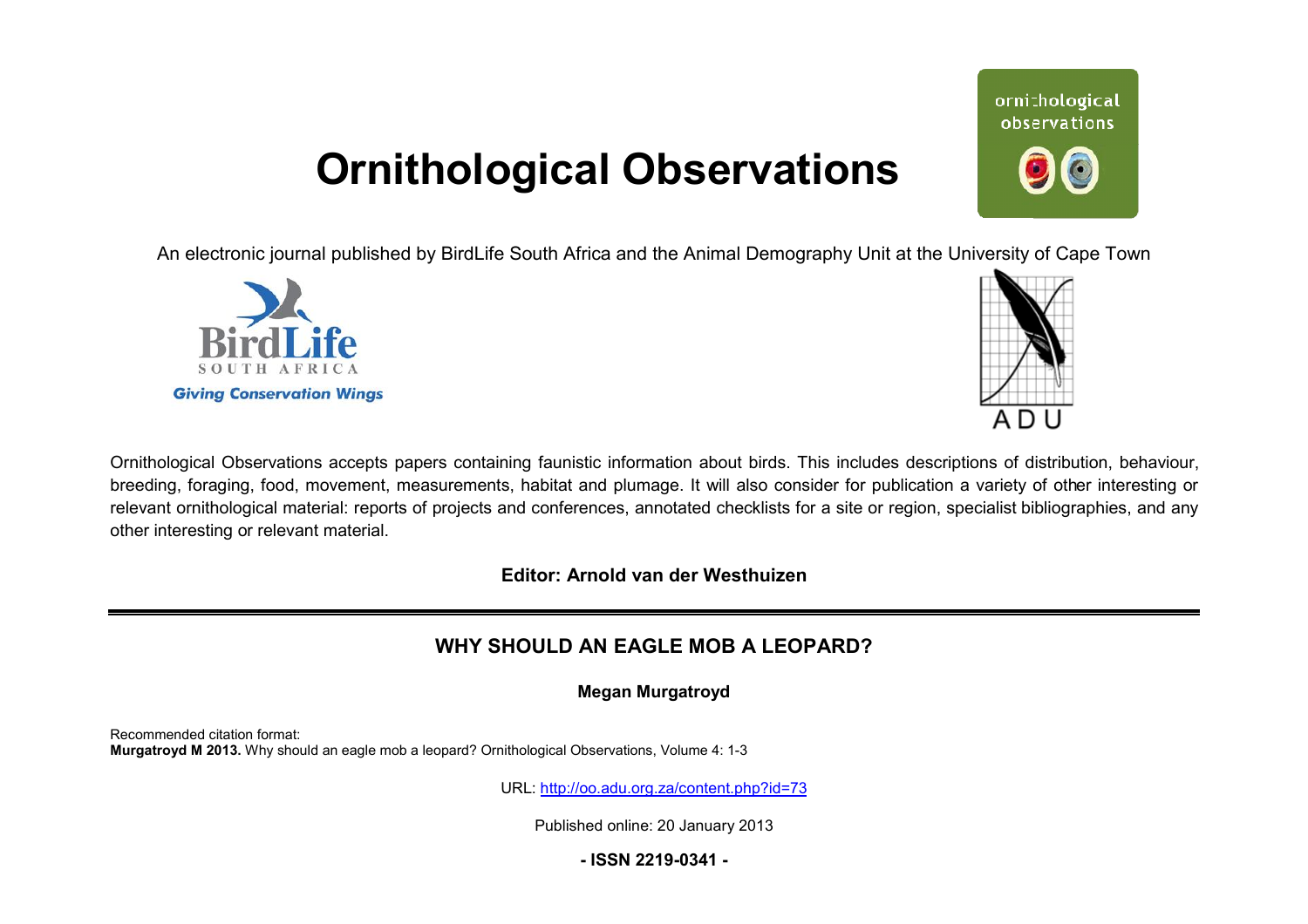# Ornithological Observations

An electronic journal published by BirdLife South Africa and the Animal Demography Unit at the University of Cape Town

Ornithological Observations accepts papers containing faunistic information about birds. This includes descriptions of distribution, behaviour, breeding, foraging, food, movement, measurements, habitat and plumage. It will also consider for publication a variety of other interesting or relevant ornithological material: reports of projects and conferences, annotated checklists for a site or region, specialist bibliographies, and any other interesting or relevant material.

**Editor: Arnold van der Westhuizen**

---

## WHY SHOULD AN EAGLE MOB A LEOPARD?

**Megan Murgatroyd**

Recommended citation format:
**Murgatroyd M 2013.** Why should an eagle mob a leopard? Ornithological Observations, Volume 4: 1-3

URL: http://oo.adu.org.za/content.php?id=73

Published online: 20 January 2013

**- ISSN 2219-0341 -**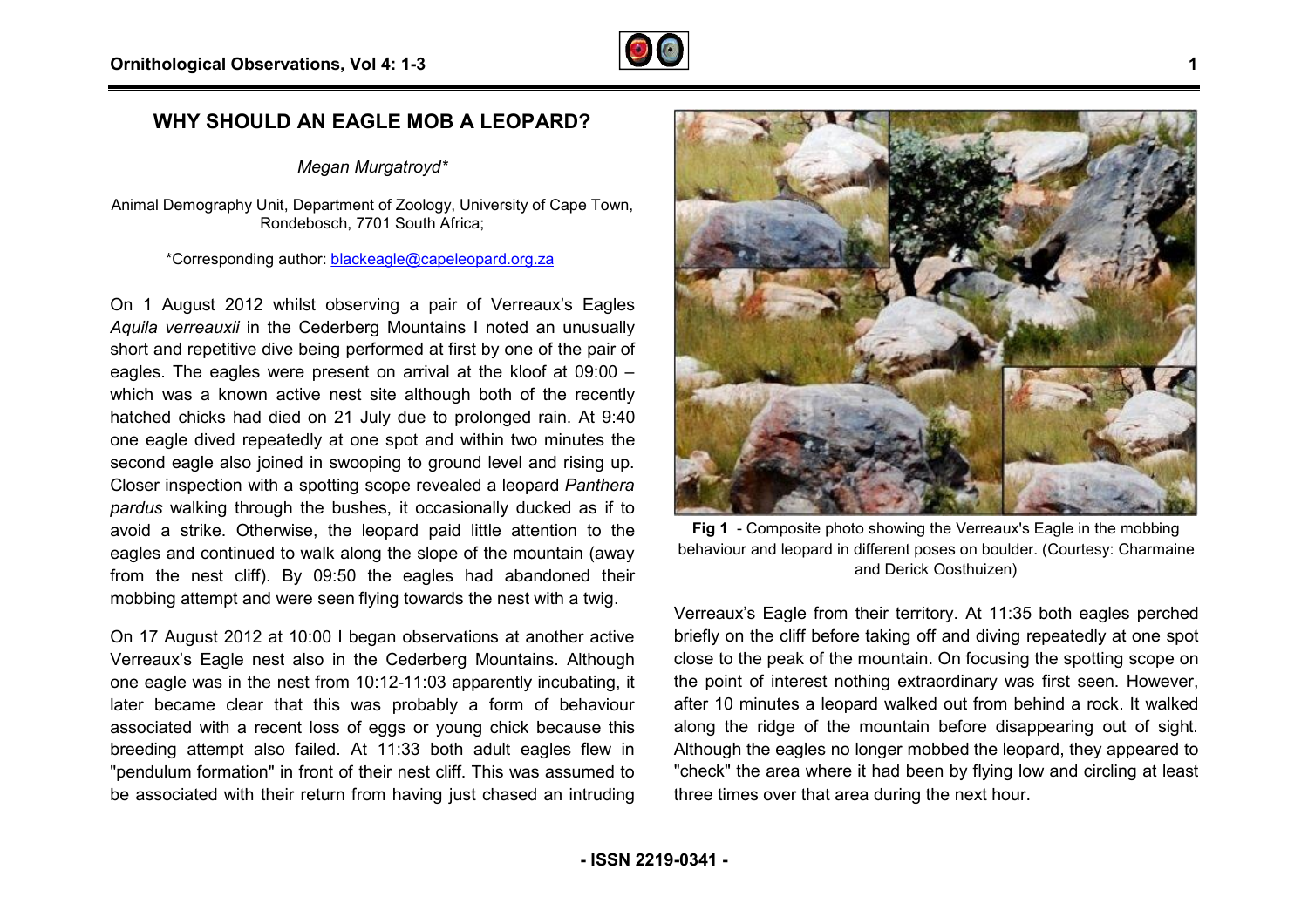# WHY SHOULD AN EAGLE MOB A LEOPARD?

*Megan Murgatroyd\**

Animal Demography Unit, Department of Zoology, University of Cape Town, Rondebosch, 7701 South Africa;

\*Corresponding author: blackeagle@capeleopard.org.za

On 1 August 2012 whilst observing a pair of Verreaux's Eagles *Aquila verreauxii* in the Cederberg Mountains I noted an unusually short and repetitive dive being performed at first by one of the pair of eagles. The eagles were present on arrival at the kloof at 09:00 – which was a known active nest site although both of the recently hatched chicks had died on 21 July due to prolonged rain. At 9:40 one eagle dived repeatedly at one spot and within two minutes the second eagle also joined in swooping to ground level and rising up. Closer inspection with a spotting scope revealed a leopard *Panthera pardus* walking through the bushes, it occasionally ducked as if to avoid a strike. Otherwise, the leopard paid little attention to the eagles and continued to walk along the slope of the mountain (away from the nest cliff). By 09:50 the eagles had abandoned their mobbing attempt and were seen flying towards the nest with a twig.

On 17 August 2012 at 10:00 I began observations at another active Verreaux's Eagle nest also in the Cederberg Mountains. Although one eagle was in the nest from 10:12-11:03 apparently incubating, it later became clear that this was probably a form of behaviour associated with a recent loss of eggs or young chick because this breeding attempt also failed. At 11:33 both adult eagles flew in "pendulum formation" in front of their nest cliff. This was assumed to be associated with their return from having just chased an intruding Verreaux's Eagle from their territory. At 11:35 both eagles perched briefly on the cliff before taking off and diving repeatedly at one spot close to the peak of the mountain. On focusing the spotting scope on the point of interest nothing extraordinary was first seen. However, after 10 minutes a leopard walked out from behind a rock. It walked along the ridge of the mountain before disappearing out of sight. Although the eagles no longer mobbed the leopard, they appeared to "check" the area where it had been by flying low and circling at least three times over that area during the next hour.

**Fig 1** - Composite photo showing the Verreaux's Eagle in the mobbing behaviour and leopard in different poses on boulder. (Courtesy: Charmaine and Derick Oosthuizen)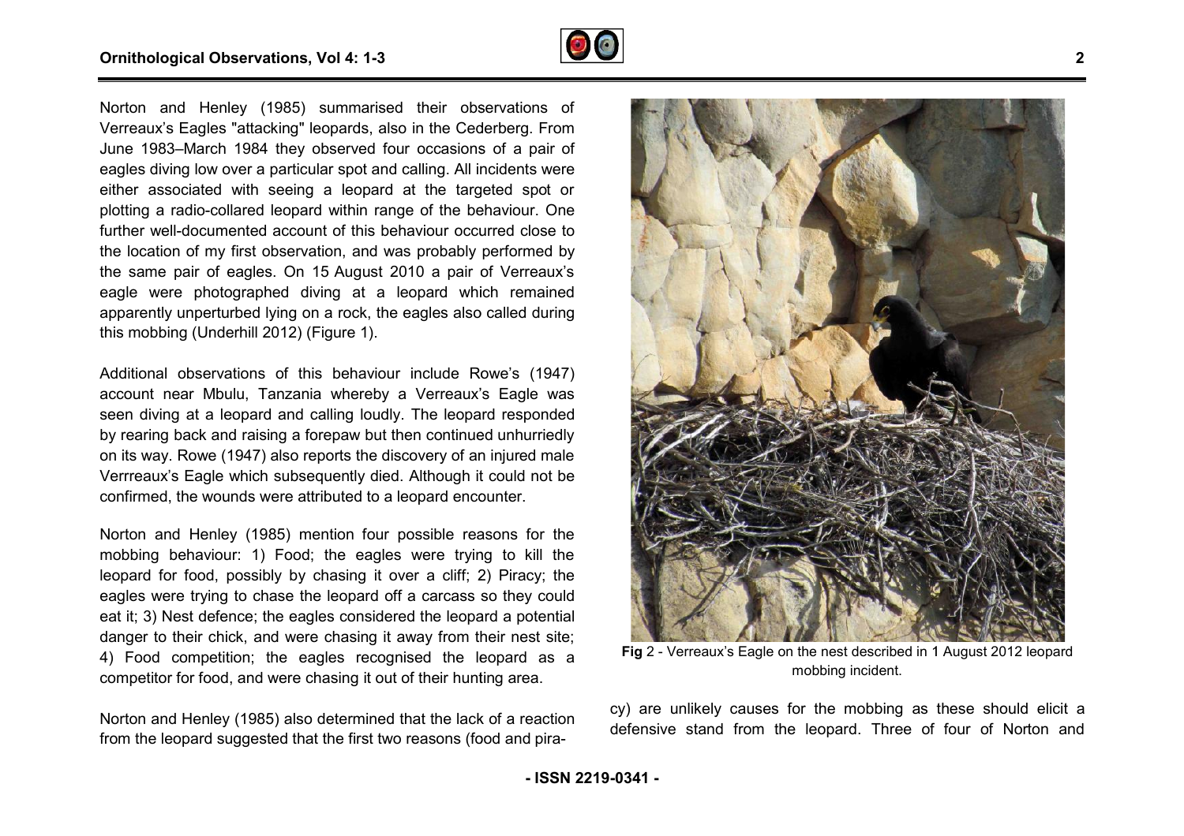Norton and Henley (1985) summarised their observations of Verreaux's Eagles "attacking" leopards, also in the Cederberg. From June 1983–March 1984 they observed four occasions of a pair of eagles diving low over a particular spot and calling. All incidents were either associated with seeing a leopard at the targeted spot or plotting a radio-collared leopard within range of the behaviour. One further well-documented account of this behaviour occurred close to the location of my first observation, and was probably performed by the same pair of eagles. On 15 August 2010 a pair of Verreaux's eagle were photographed diving at a leopard which remained apparently unperturbed lying on a rock, the eagles also called during this mobbing (Underhill 2012) (Figure 1).

Additional observations of this behaviour include Rowe's (1947) account near Mbulu, Tanzania whereby a Verreaux's Eagle was seen diving at a leopard and calling loudly. The leopard responded by rearing back and raising a forepaw but then continued unhurriedly on its way. Rowe (1947) also reports the discovery of an injured male Verrreaux's Eagle which subsequently died. Although it could not be confirmed, the wounds were attributed to a leopard encounter.

Norton and Henley (1985) mention four possible reasons for the mobbing behaviour: 1) Food; the eagles were trying to kill the leopard for food, possibly by chasing it over a cliff; 2) Piracy; the eagles were trying to chase the leopard off a carcass so they could eat it; 3) Nest defence; the eagles considered the leopard a potential danger to their chick, and were chasing it away from their nest site; 4) Food competition; the eagles recognised the leopard as a competitor for food, and were chasing it out of their hunting area.

Norton and Henley (1985) also determined that the lack of a reaction from the leopard suggested that the first two reasons (food and piracy) are unlikely causes for the mobbing as these should elicit a defensive stand from the leopard. Three of four of Norton and

**Fig** 2 - Verreaux's Eagle on the nest described in 1 August 2012 leopard mobbing incident.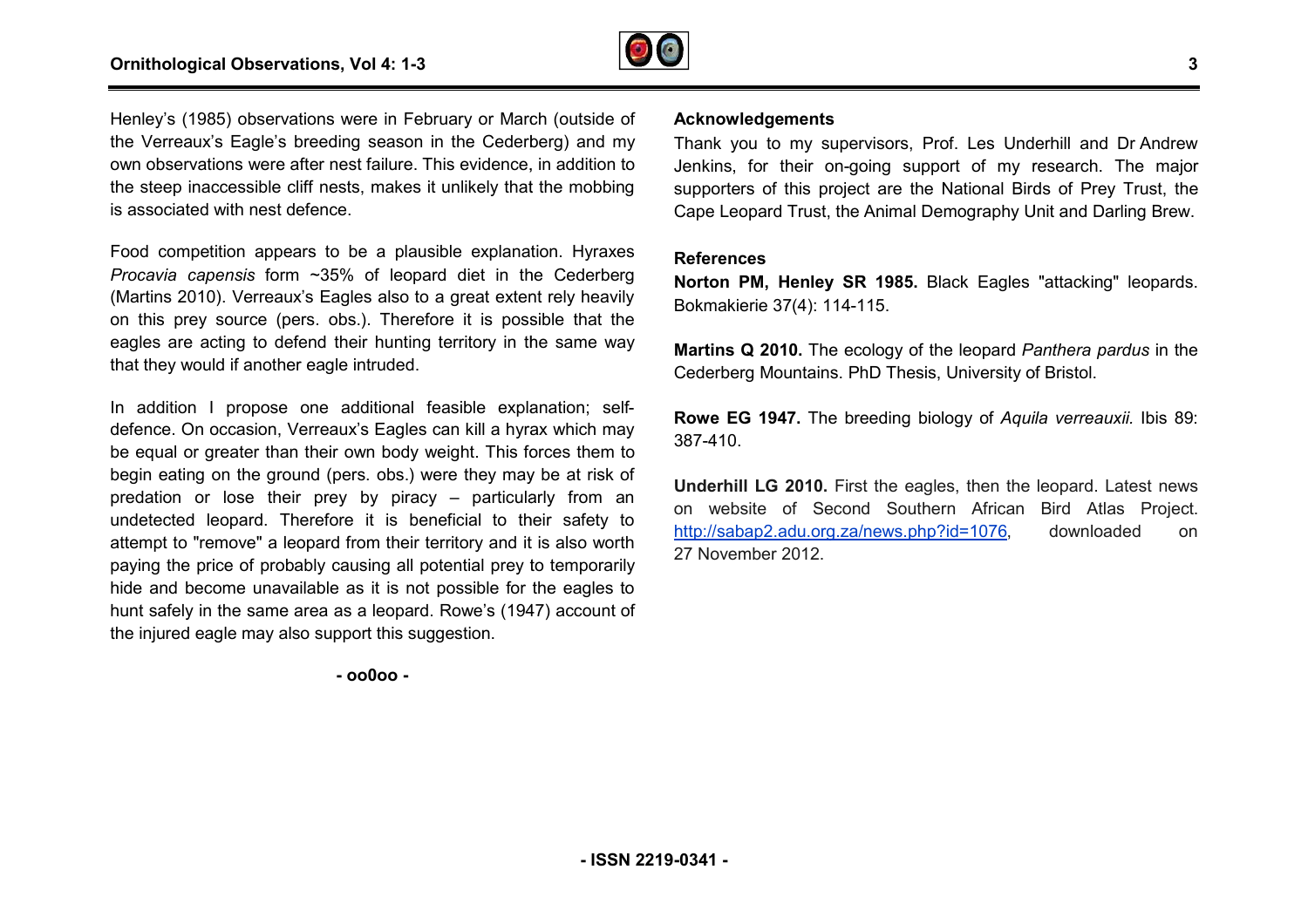Henley's (1985) observations were in February or March (outside of the Verreaux's Eagle's breeding season in the Cederberg) and my own observations were after nest failure. This evidence, in addition to the steep inaccessible cliff nests, makes it unlikely that the mobbing is associated with nest defence.

Food competition appears to be a plausible explanation. Hyraxes *Procavia capensis* form ~35% of leopard diet in the Cederberg (Martins 2010). Verreaux's Eagles also to a great extent rely heavily on this prey source (pers. obs.). Therefore it is possible that the eagles are acting to defend their hunting territory in the same way that they would if another eagle intruded.

In addition I propose one additional feasible explanation; self-defence. On occasion, Verreaux's Eagles can kill a hyrax which may be equal or greater than their own body weight. This forces them to begin eating on the ground (pers. obs.) were they may be at risk of predation or lose their prey by piracy – particularly from an undetected leopard. Therefore it is beneficial to their safety to attempt to "remove" a leopard from their territory and it is also worth paying the price of probably causing all potential prey to temporarily hide and become unavailable as it is not possible for the eagles to hunt safely in the same area as a leopard. Rowe's (1947) account of the injured eagle may also support this suggestion.

**- oo0oo -**

## Acknowledgements

Thank you to my supervisors, Prof. Les Underhill and Dr Andrew Jenkins, for their on-going support of my research. The major supporters of this project are the National Birds of Prey Trust, the Cape Leopard Trust, the Animal Demography Unit and Darling Brew.

## References

**Norton PM, Henley SR 1985.** Black Eagles "attacking" leopards. Bokmakierie 37(4): 114-115.

**Martins Q 2010.** The ecology of the leopard *Panthera pardus* in the Cederberg Mountains. PhD Thesis, University of Bristol.

**Rowe EG 1947.** The breeding biology of *Aquila verreauxii*. Ibis 89: 387-410.

**Underhill LG 2010.** First the eagles, then the leopard. Latest news on website of Second Southern African Bird Atlas Project. http://sabap2.adu.org.za/news.php?id=1076, downloaded on 27 November 2012.